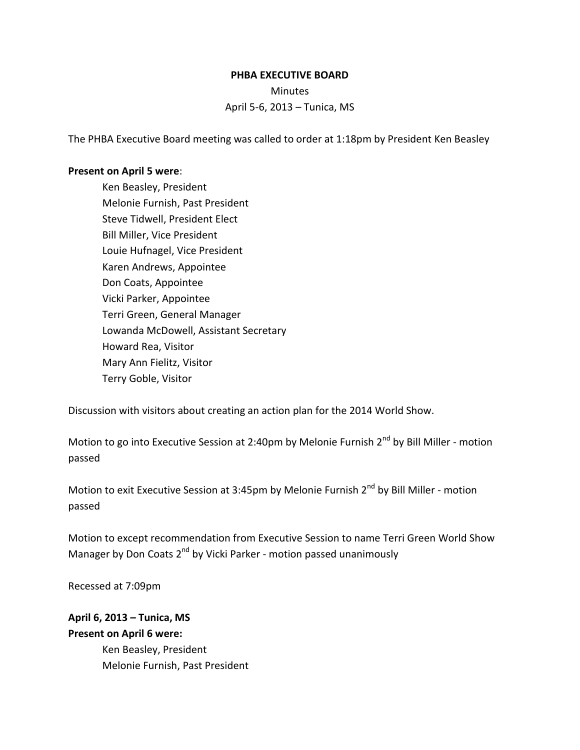**PHBA EXECUTIVE BOARD**

Minutes

April 5-6, 2013 – Tunica, MS

The PHBA Executive Board meeting was called to order at 1:18pm by President Ken Beasley

**Present on April 5 were**:

- Ken Beasley, President
- Melonie Furnish, Past President
- Steve Tidwell, President Elect
- Bill Miller, Vice President
- Louie Hufnagel, Vice President
- Karen Andrews, Appointee
- Don Coats, Appointee
- Vicki Parker, Appointee
- Terri Green, General Manager
- Lowanda McDowell, Assistant Secretary
- Howard Rea, Visitor
- Mary Ann Fielitz, Visitor
- Terry Goble, Visitor

Discussion with visitors about creating an action plan for the 2014 World Show.

Motion to go into Executive Session at 2:40pm by Melonie Furnish 2nd by Bill Miller - motion passed

Motion to exit Executive Session at 3:45pm by Melonie Furnish 2nd by Bill Miller - motion passed

Motion to except recommendation from Executive Session to name Terri Green World Show Manager by Don Coats 2nd by Vicki Parker - motion passed unanimously

Recessed at 7:09pm

**April 6, 2013 – Tunica, MS**

**Present on April 6 were:**

- Ken Beasley, President
- Melonie Furnish, Past President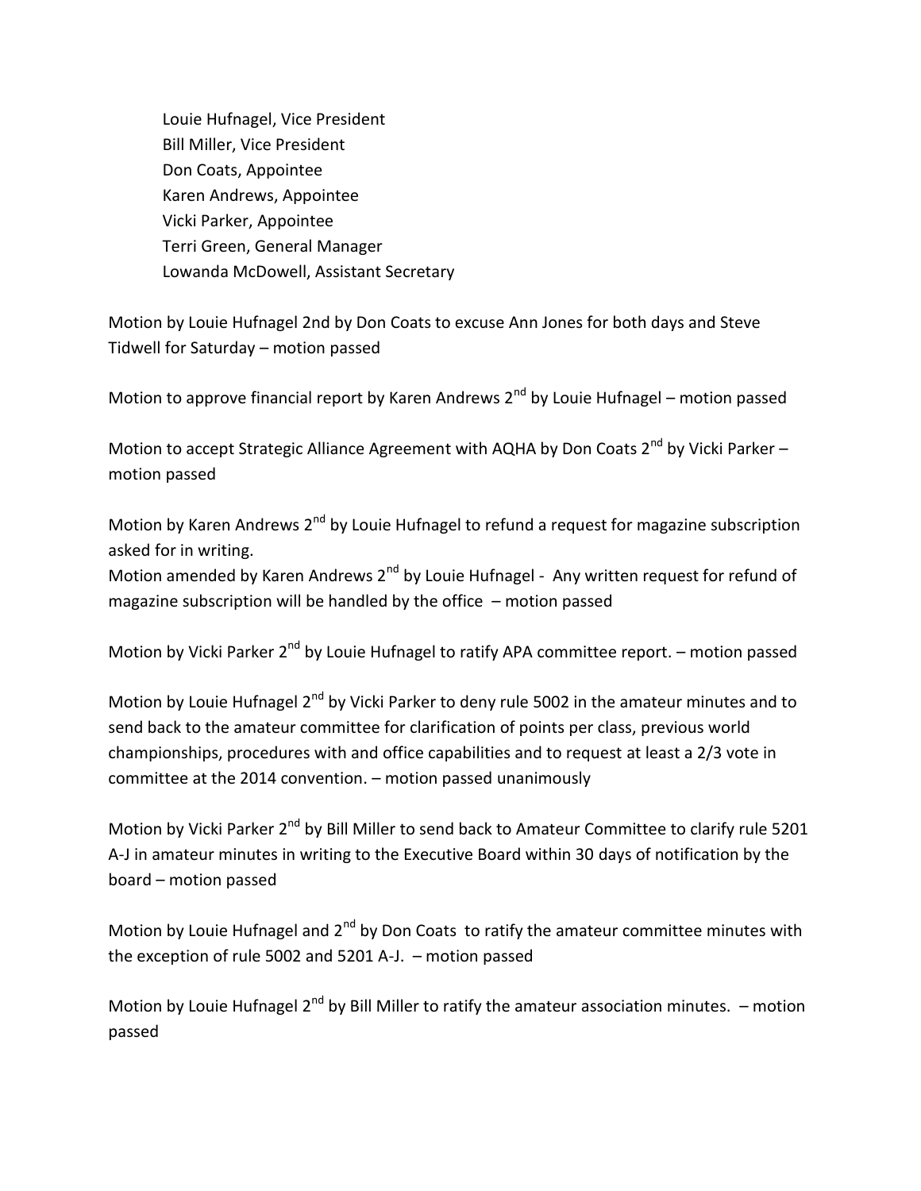Louie Hufnagel, Vice President
Bill Miller, Vice President
Don Coats, Appointee
Karen Andrews, Appointee
Vicki Parker, Appointee
Terri Green, General Manager
Lowanda McDowell, Assistant Secretary

Motion by Louie Hufnagel 2nd by Don Coats to excuse Ann Jones for both days and Steve Tidwell for Saturday – motion passed

Motion to approve financial report by Karen Andrews 2nd by Louie Hufnagel – motion passed

Motion to accept Strategic Alliance Agreement with AQHA by Don Coats 2nd by Vicki Parker – motion passed

Motion by Karen Andrews 2nd by Louie Hufnagel to refund a request for magazine subscription asked for in writing.
Motion amended by Karen Andrews 2nd by Louie Hufnagel - Any written request for refund of magazine subscription will be handled by the office – motion passed

Motion by Vicki Parker 2nd by Louie Hufnagel to ratify APA committee report. – motion passed

Motion by Louie Hufnagel 2nd by Vicki Parker to deny rule 5002 in the amateur minutes and to send back to the amateur committee for clarification of points per class, previous world championships, procedures with and office capabilities and to request at least a 2/3 vote in committee at the 2014 convention. – motion passed unanimously

Motion by Vicki Parker 2nd by Bill Miller to send back to Amateur Committee to clarify rule 5201 A-J in amateur minutes in writing to the Executive Board within 30 days of notification by the board – motion passed

Motion by Louie Hufnagel and 2nd by Don Coats to ratify the amateur committee minutes with the exception of rule 5002 and 5201 A-J. – motion passed

Motion by Louie Hufnagel 2nd by Bill Miller to ratify the amateur association minutes. – motion passed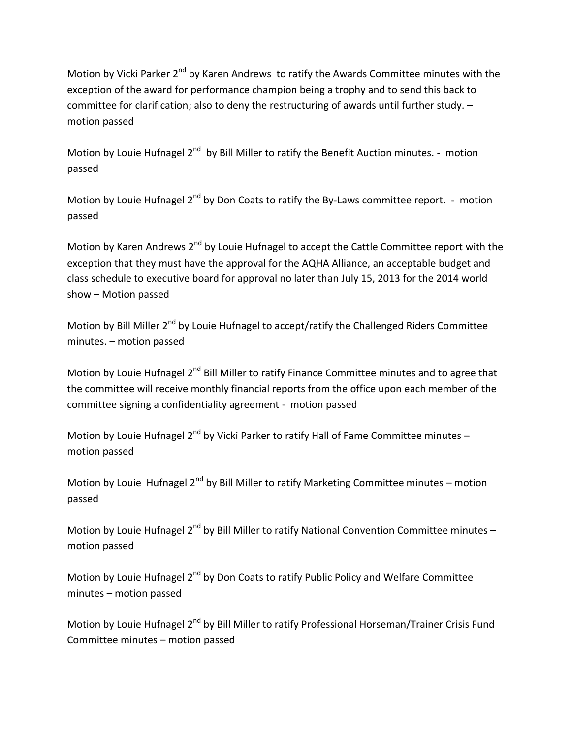Motion by Vicki Parker 2nd by Karen Andrews to ratify the Awards Committee minutes with the exception of the award for performance champion being a trophy and to send this back to committee for clarification; also to deny the restructuring of awards until further study. – motion passed

Motion by Louie Hufnagel 2nd by Bill Miller to ratify the Benefit Auction minutes. - motion passed

Motion by Louie Hufnagel 2nd by Don Coats to ratify the By-Laws committee report. - motion passed

Motion by Karen Andrews 2nd by Louie Hufnagel to accept the Cattle Committee report with the exception that they must have the approval for the AQHA Alliance, an acceptable budget and class schedule to executive board for approval no later than July 15, 2013 for the 2014 world show – Motion passed

Motion by Bill Miller 2nd by Louie Hufnagel to accept/ratify the Challenged Riders Committee minutes. – motion passed

Motion by Louie Hufnagel 2nd Bill Miller to ratify Finance Committee minutes and to agree that the committee will receive monthly financial reports from the office upon each member of the committee signing a confidentiality agreement - motion passed

Motion by Louie Hufnagel 2nd by Vicki Parker to ratify Hall of Fame Committee minutes – motion passed

Motion by Louie Hufnagel 2nd by Bill Miller to ratify Marketing Committee minutes – motion passed

Motion by Louie Hufnagel 2nd by Bill Miller to ratify National Convention Committee minutes – motion passed

Motion by Louie Hufnagel 2nd by Don Coats to ratify Public Policy and Welfare Committee minutes – motion passed

Motion by Louie Hufnagel 2nd by Bill Miller to ratify Professional Horseman/Trainer Crisis Fund Committee minutes – motion passed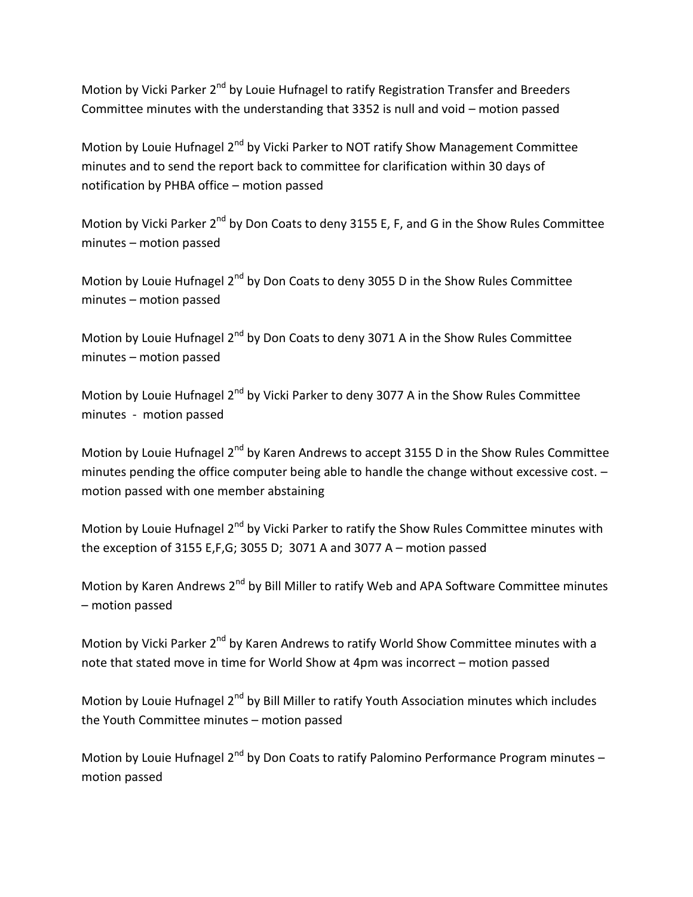Motion by Vicki Parker 2nd by Louie Hufnagel to ratify Registration Transfer and Breeders Committee minutes with the understanding that 3352 is null and void – motion passed

Motion by Louie Hufnagel 2nd by Vicki Parker to NOT ratify Show Management Committee minutes and to send the report back to committee for clarification within 30 days of notification by PHBA office – motion passed

Motion by Vicki Parker 2nd by Don Coats to deny 3155 E, F, and G in the Show Rules Committee minutes – motion passed

Motion by Louie Hufnagel 2nd by Don Coats to deny 3055 D in the Show Rules Committee minutes – motion passed

Motion by Louie Hufnagel 2nd by Don Coats to deny 3071 A in the Show Rules Committee minutes – motion passed

Motion by Louie Hufnagel 2nd by Vicki Parker to deny 3077 A in the Show Rules Committee minutes - motion passed

Motion by Louie Hufnagel 2nd by Karen Andrews to accept 3155 D in the Show Rules Committee minutes pending the office computer being able to handle the change without excessive cost. – motion passed with one member abstaining

Motion by Louie Hufnagel 2nd by Vicki Parker to ratify the Show Rules Committee minutes with the exception of 3155 E,F,G; 3055 D; 3071 A and 3077 A – motion passed

Motion by Karen Andrews 2nd by Bill Miller to ratify Web and APA Software Committee minutes – motion passed

Motion by Vicki Parker 2nd by Karen Andrews to ratify World Show Committee minutes with a note that stated move in time for World Show at 4pm was incorrect – motion passed

Motion by Louie Hufnagel 2nd by Bill Miller to ratify Youth Association minutes which includes the Youth Committee minutes – motion passed

Motion by Louie Hufnagel 2nd by Don Coats to ratify Palomino Performance Program minutes – motion passed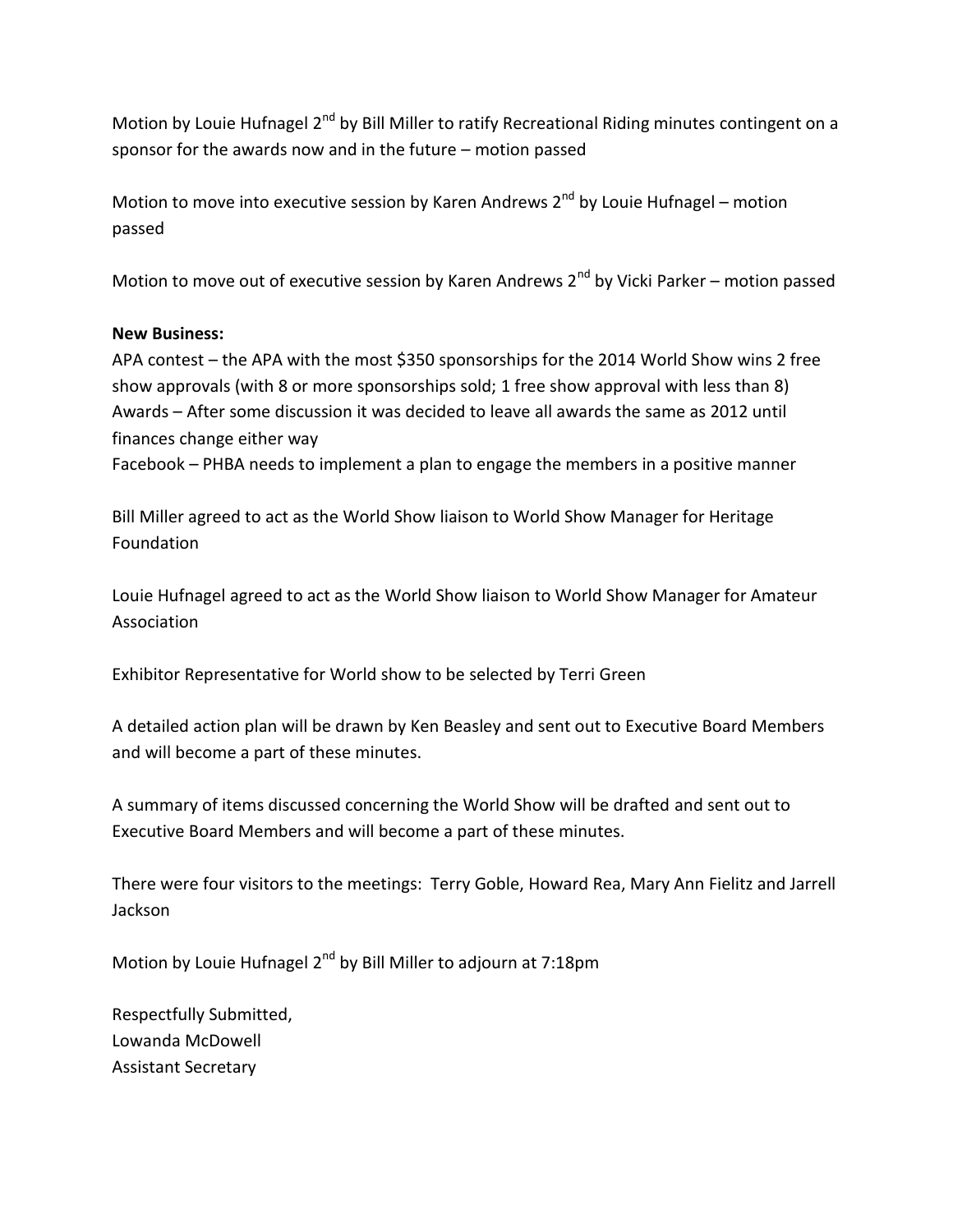Motion by Louie Hufnagel 2nd by Bill Miller to ratify Recreational Riding minutes contingent on a sponsor for the awards now and in the future – motion passed

Motion to move into executive session by Karen Andrews 2nd by Louie Hufnagel – motion passed

Motion to move out of executive session by Karen Andrews 2nd by Vicki Parker – motion passed

**New Business:**

APA contest – the APA with the most $350 sponsorships for the 2014 World Show wins 2 free show approvals (with 8 or more sponsorships sold; 1 free show approval with less than 8)

Awards – After some discussion it was decided to leave all awards the same as 2012 until finances change either way

Facebook – PHBA needs to implement a plan to engage the members in a positive manner

Bill Miller agreed to act as the World Show liaison to World Show Manager for Heritage Foundation

Louie Hufnagel agreed to act as the World Show liaison to World Show Manager for Amateur Association

Exhibitor Representative for World show to be selected by Terri Green

A detailed action plan will be drawn by Ken Beasley and sent out to Executive Board Members and will become a part of these minutes.

A summary of items discussed concerning the World Show will be drafted and sent out to Executive Board Members and will become a part of these minutes.

There were four visitors to the meetings: Terry Goble, Howard Rea, Mary Ann Fielitz and Jarrell Jackson

Motion by Louie Hufnagel 2nd by Bill Miller to adjourn at 7:18pm

Respectfully Submitted,
Lowanda McDowell
Assistant Secretary